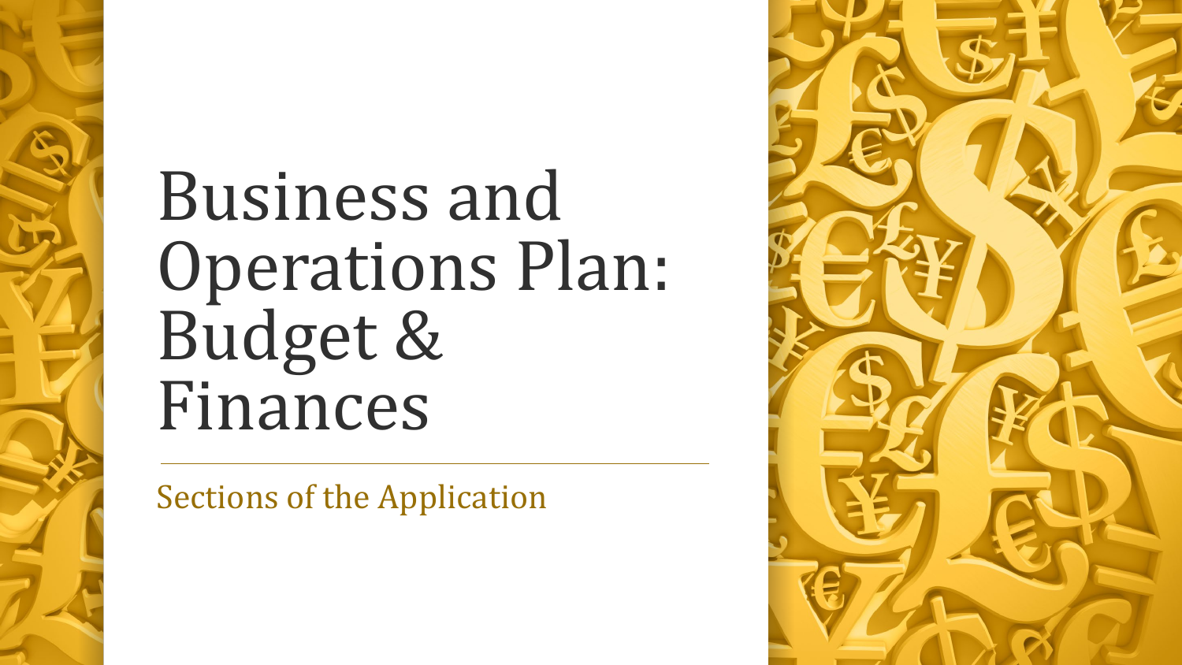# Business and Operations Plan: Budget & Finances

Sections of the Application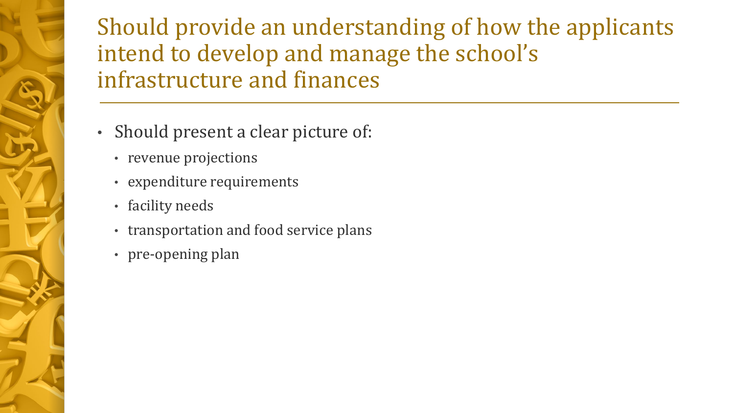# Should provide an understanding of how the applicants intend to develop and manage the school's infrastructure and finances

- Should present a clear picture of:
  - revenue projections
  - expenditure requirements
  - facility needs
  - transportation and food service plans
  - pre-opening plan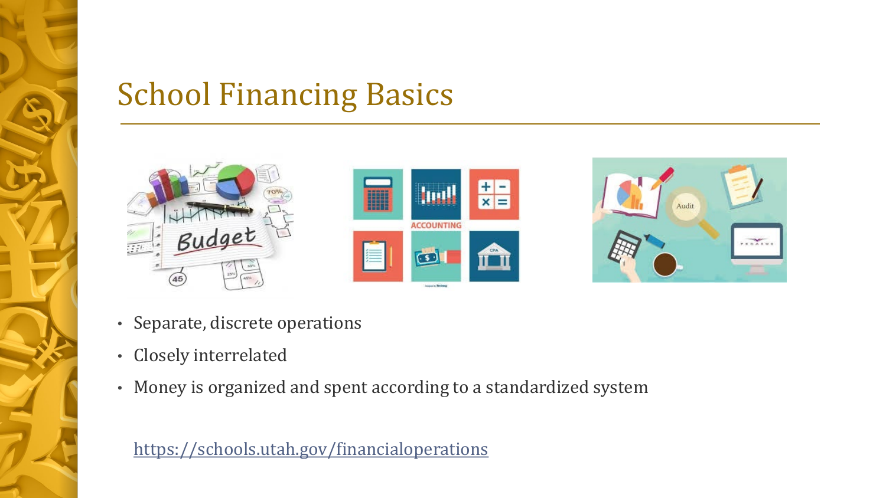# School Financing Basics

- Separate, discrete operations
- Closely interrelated
- Money is organized and spent according to a standardized system

https://schools.utah.gov/financialoperations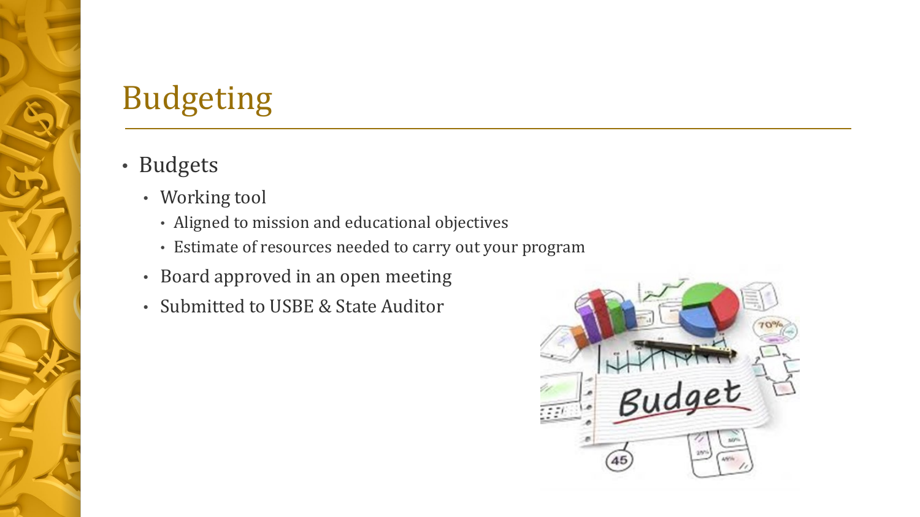# Budgeting

- Budgets
  - Working tool
    - Aligned to mission and educational objectives
    - Estimate of resources needed to carry out your program
  - Board approved in an open meeting
  - Submitted to USBE & State Auditor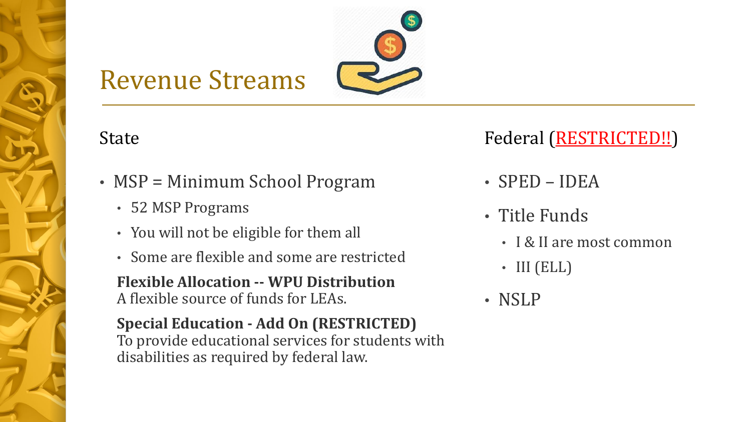# Revenue Streams

## State

- MSP = Minimum School Program
  - 52 MSP Programs
  - You will not be eligible for them all
  - Some are flexible and some are restricted

  **Flexible Allocation -- WPU Distribution**
  A flexible source of funds for LEAs.

  **Special Education - Add On (RESTRICTED)**
  To provide educational services for students with disabilities as required by federal law.

## Federal (RESTRICTED!!)

- SPED – IDEA
- Title Funds
  - I & II are most common
  - III (ELL)
- NSLP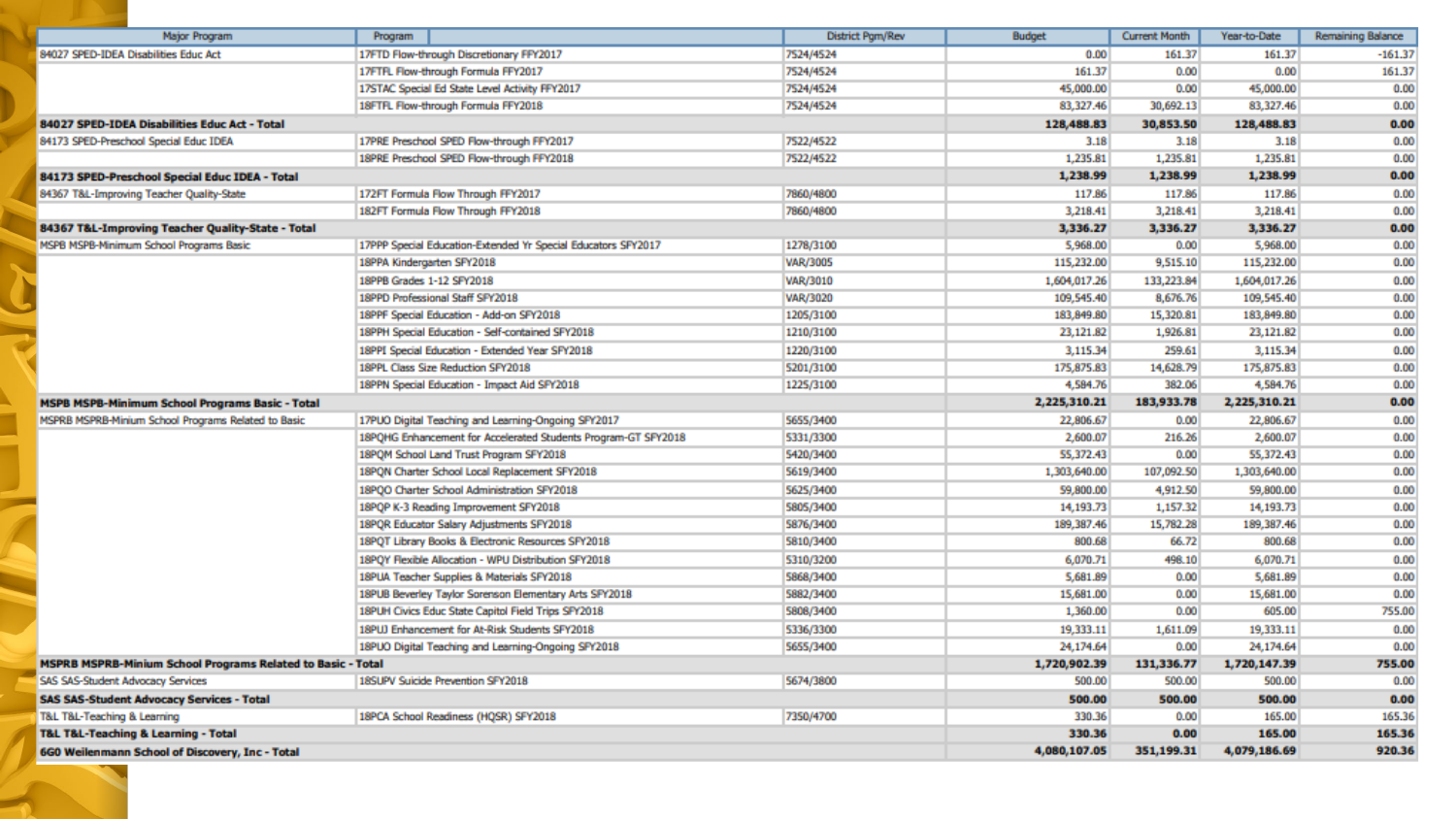| Major Program | Program | District Pgm/Rev | Budget | Current Month | Year-to-Date | Remaining Balance |
|---|---|---|---|---|---|---|
| 84027 SPED-IDEA Disabilities Educ Act | 17FTD Flow-through Discretionary FFY2017 | 7524/4524 | 0.00 | 161.37 | 161.37 | -161.37 |
| | 17FTFL Flow-through Formula FFY2017 | 7524/4524 | 161.37 | 0.00 | 0.00 | 161.37 |
| | 17STAC Special Ed State Level Activity FFY2017 | 7524/4524 | 45,000.00 | 0.00 | 45,000.00 | 0.00 |
| | 18FTFL Flow-through Formula FFY2018 | 7524/4524 | 83,327.46 | 30,692.13 | 83,327.46 | 0.00 |
| **84027 SPED-IDEA Disabilities Educ Act - Total** | | | **128,488.83** | **30,853.50** | **128,488.83** | **0.00** |
| 84173 SPED-Preschool Special Educ IDEA | 17PRE Preschool SPED Flow-through FFY2017 | 7522/4522 | 3.18 | 3.18 | 3.18 | 0.00 |
| | 18PRE Preschool SPED Flow-through FFY2018 | 7522/4522 | 1,235.81 | 1,235.81 | 1,235.81 | 0.00 |
| **84173 SPED-Preschool Special Educ IDEA - Total** | | | **1,238.99** | **1,238.99** | **1,238.99** | **0.00** |
| 84367 T&L-Improving Teacher Quality-State | 172FT Formula Flow Through FFY2017 | 7860/4800 | 117.86 | 117.86 | 117.86 | 0.00 |
| | 182FT Formula Flow Through FFY2018 | 7860/4800 | 3,218.41 | 3,218.41 | 3,218.41 | 0.00 |
| **84367 T&L-Improving Teacher Quality-State - Total** | | | **3,336.27** | **3,336.27** | **3,336.27** | **0.00** |
| MSPB MSPB-Minimum School Programs Basic | 17PPP Special Education-Extended Yr Special Educators SFY2017 | 1278/3100 | 5,968.00 | 0.00 | 5,968.00 | 0.00 |
| | 18PPA Kindergarten SFY2018 | VAR/3005 | 115,232.00 | 9,515.10 | 115,232.00 | 0.00 |
| | 18PPB Grades 1-12 SFY2018 | VAR/3010 | 1,604,017.26 | 133,223.84 | 1,604,017.26 | 0.00 |
| | 18PPD Professional Staff SFY2018 | VAR/3020 | 109,545.40 | 8,676.76 | 109,545.40 | 0.00 |
| | 18PPF Special Education - Add-on SFY2018 | 1205/3100 | 183,849.80 | 15,320.81 | 183,849.80 | 0.00 |
| | 18PPH Special Education - Self-contained SFY2018 | 1210/3100 | 23,121.82 | 1,926.81 | 23,121.82 | 0.00 |
| | 18PPI Special Education - Extended Year SFY2018 | 1220/3100 | 3,115.34 | 259.61 | 3,115.34 | 0.00 |
| | 18PPL Class Size Reduction SFY2018 | 5201/3100 | 175,875.83 | 14,628.79 | 175,875.83 | 0.00 |
| | 18PPN Special Education - Impact Aid SFY2018 | 1225/3100 | 4,584.76 | 382.06 | 4,584.76 | 0.00 |
| **MSPB MSPB-Minimum School Programs Basic - Total** | | | **2,225,310.21** | **183,933.78** | **2,225,310.21** | **0.00** |
| MSPRB MSPRB-Minium School Programs Related to Basic | 17PUO Digital Teaching and Learning-Ongoing SFY2017 | 5655/3400 | 22,806.67 | 0.00 | 22,806.67 | 0.00 |
| | 18PQHG Enhancement for Accelerated Students Program-GT SFY2018 | 5331/3300 | 2,600.07 | 216.26 | 2,600.07 | 0.00 |
| | 18PQM School Land Trust Program SFY2018 | 5420/3400 | 55,372.43 | 0.00 | 55,372.43 | 0.00 |
| | 18PQN Charter School Local Replacement SFY2018 | 5619/3400 | 1,303,640.00 | 107,092.50 | 1,303,640.00 | 0.00 |
| | 18PQO Charter School Administration SFY2018 | 5625/3400 | 59,800.00 | 4,912.50 | 59,800.00 | 0.00 |
| | 18PQP K-3 Reading Improvement SFY2018 | 5805/3400 | 14,193.73 | 1,157.32 | 14,193.73 | 0.00 |
| | 18PQR Educator Salary Adjustments SFY2018 | 5876/3400 | 189,387.46 | 15,782.28 | 189,387.46 | 0.00 |
| | 18PQT Library Books & Electronic Resources SFY2018 | 5810/3400 | 800.68 | 66.72 | 800.68 | 0.00 |
| | 18PQY Flexible Allocation - WPU Distribution SFY2018 | 5310/3200 | 6,070.71 | 498.10 | 6,070.71 | 0.00 |
| | 18PUA Teacher Supplies & Materials SFY2018 | 5868/3400 | 5,681.89 | 0.00 | 5,681.89 | 0.00 |
| | 18PUB Beverley Taylor Sorenson Elementary Arts SFY2018 | 5882/3400 | 15,681.00 | 0.00 | 15,681.00 | 0.00 |
| | 18PUH Civics Educ State Capitol Field Trips SFY2018 | 5808/3400 | 1,360.00 | 0.00 | 605.00 | 755.00 |
| | 18PUJ Enhancement for At-Risk Students SFY2018 | 5336/3300 | 19,333.11 | 1,611.09 | 19,333.11 | 0.00 |
| | 18PUO Digital Teaching and Learning-Ongoing SFY2018 | 5655/3400 | 24,174.64 | 0.00 | 24,174.64 | 0.00 |
| **MSPRB MSPRB-Minium School Programs Related to Basic - Total** | | | **1,720,902.39** | **131,336.77** | **1,720,147.39** | **755.00** |
| SAS SAS-Student Advocacy Services | 18SUPV Suicide Prevention SFY2018 | 5674/3800 | 500.00 | 500.00 | 500.00 | 0.00 |
| **SAS SAS-Student Advocacy Services - Total** | | | **500.00** | **500.00** | **500.00** | **0.00** |
| T&L T&L-Teaching & Learning | 18PCA School Readiness (HQSR) SFY2018 | 7350/4700 | 330.36 | 0.00 | 165.00 | 165.36 |
| **T&L T&L-Teaching & Learning - Total** | | | **330.36** | **0.00** | **165.00** | **165.36** |
| **6G0 Weilenmann School of Discovery, Inc - Total** | | | **4,080,107.05** | **351,199.31** | **4,079,186.69** | **920.36** |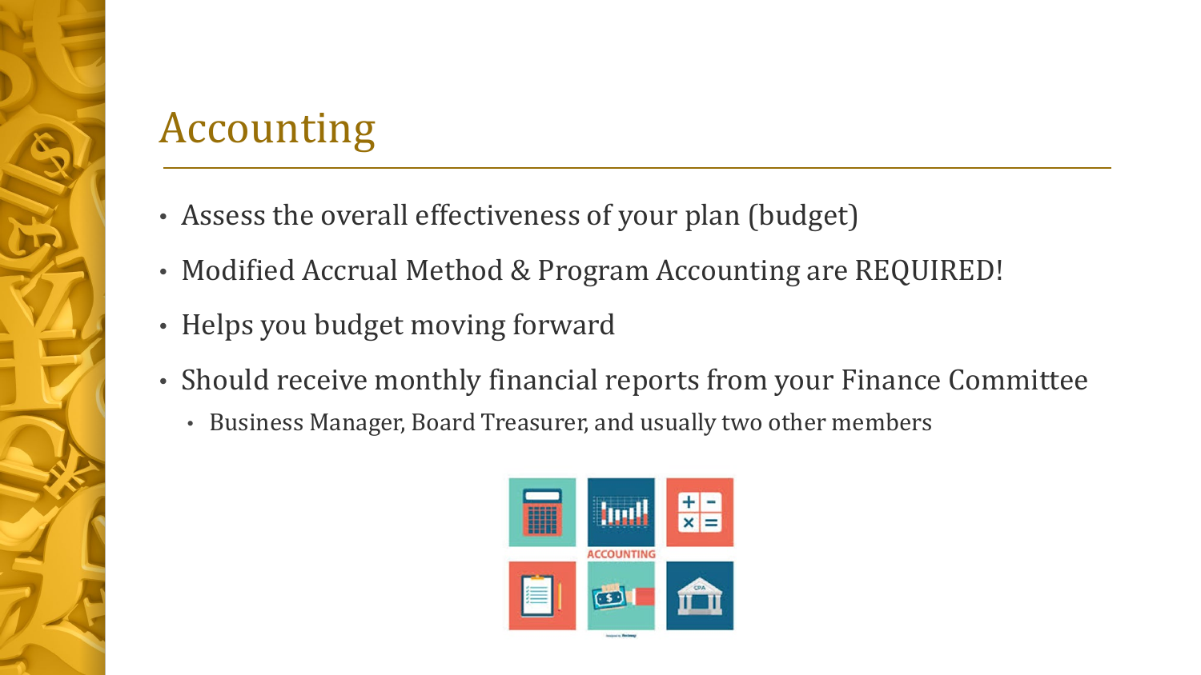# Accounting

- Assess the overall effectiveness of your plan (budget)
- Modified Accrual Method & Program Accounting are REQUIRED!
- Helps you budget moving forward
- Should receive monthly financial reports from your Finance Committee
  - Business Manager, Board Treasurer, and usually two other members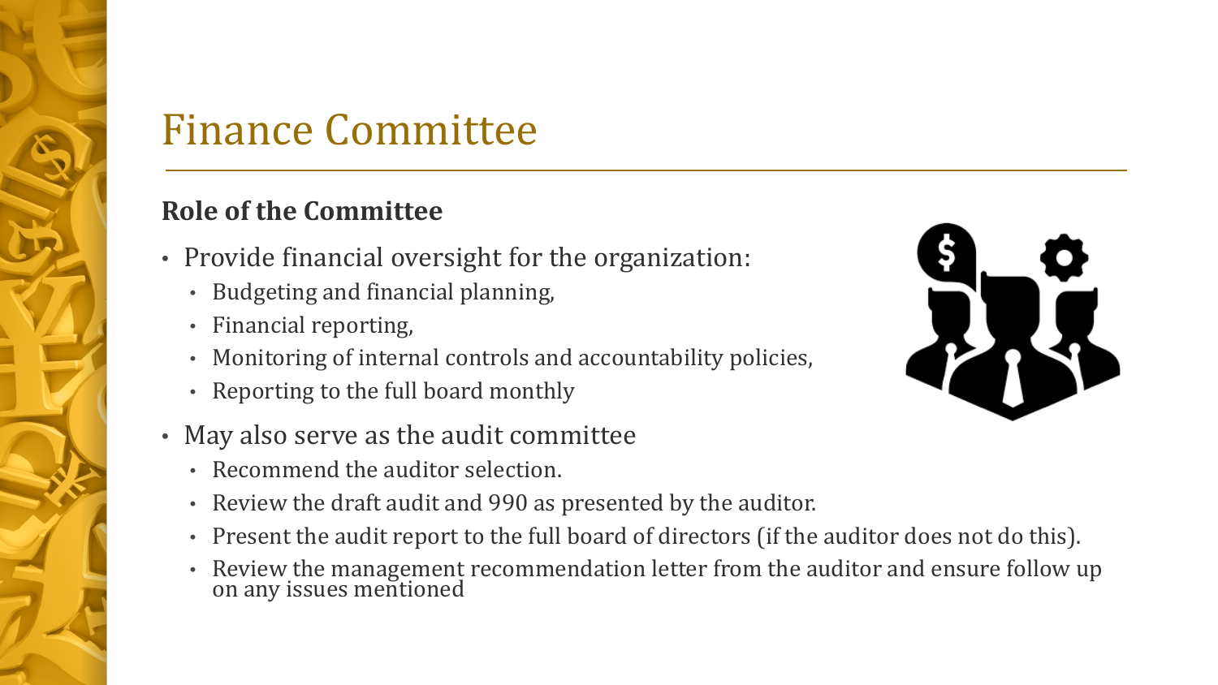# Finance Committee

**Role of the Committee**

- Provide financial oversight for the organization:
  - Budgeting and financial planning,
  - Financial reporting,
  - Monitoring of internal controls and accountability policies,
  - Reporting to the full board monthly
- May also serve as the audit committee
  - Recommend the auditor selection.
  - Review the draft audit and 990 as presented by the auditor.
  - Present the audit report to the full board of directors (if the auditor does not do this).
  - Review the management recommendation letter from the auditor and ensure follow up on any issues mentioned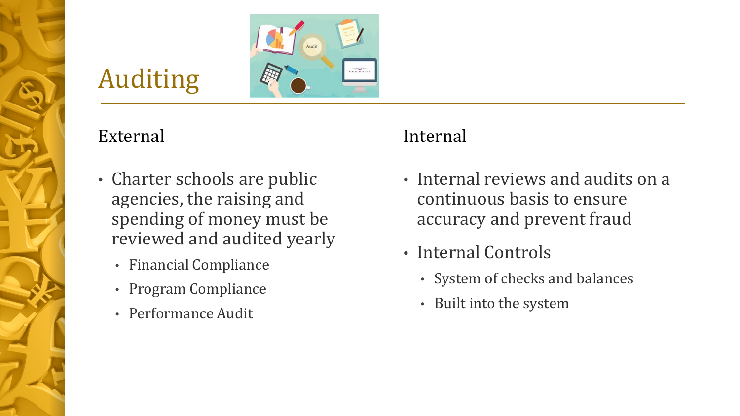# Auditing

## External

- Charter schools are public agencies, the raising and spending of money must be reviewed and audited yearly
  - Financial Compliance
  - Program Compliance
  - Performance Audit

## Internal

- Internal reviews and audits on a continuous basis to ensure accuracy and prevent fraud
- Internal Controls
  - System of checks and balances
  - Built into the system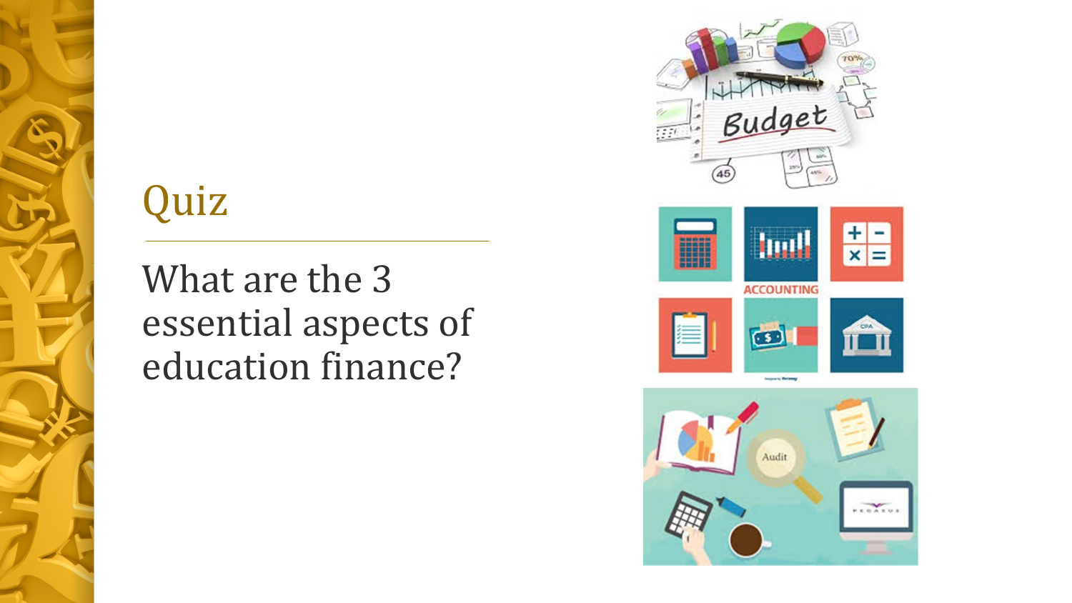# Quiz

What are the 3 essential aspects of education finance?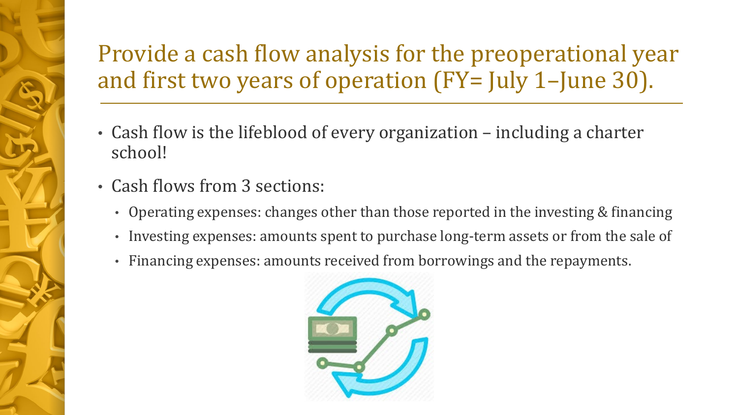# Provide a cash flow analysis for the preoperational year and first two years of operation (FY= July 1–June 30).

- Cash flow is the lifeblood of every organization – including a charter school!
- Cash flows from 3 sections:
  - Operating expenses: changes other than those reported in the investing & financing
  - Investing expenses: amounts spent to purchase long-term assets or from the sale of
  - Financing expenses: amounts received from borrowings and the repayments.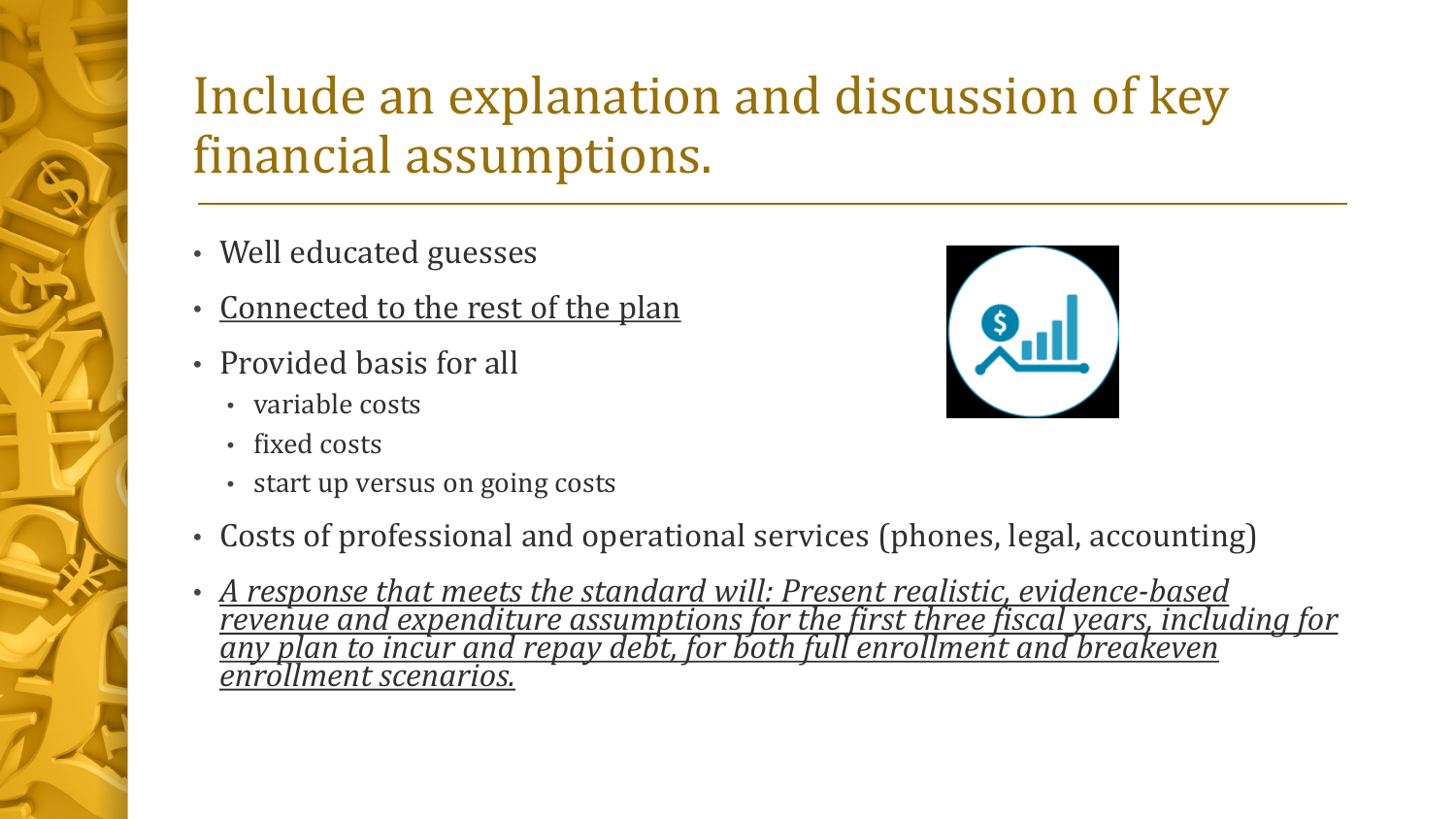# Include an explanation and discussion of key financial assumptions.

- Well educated guesses
- <u>Connected to the rest of the plan</u>
- Provided basis for all
  - variable costs
  - fixed costs
  - start up versus on going costs
- Costs of professional and operational services (phones, legal, accounting)
- <u>*A response that meets the standard will: Present realistic, evidence-based revenue and expenditure assumptions for the first three fiscal years, including for any plan to incur and repay debt, for both full enrollment and breakeven enrollment scenarios.*</u>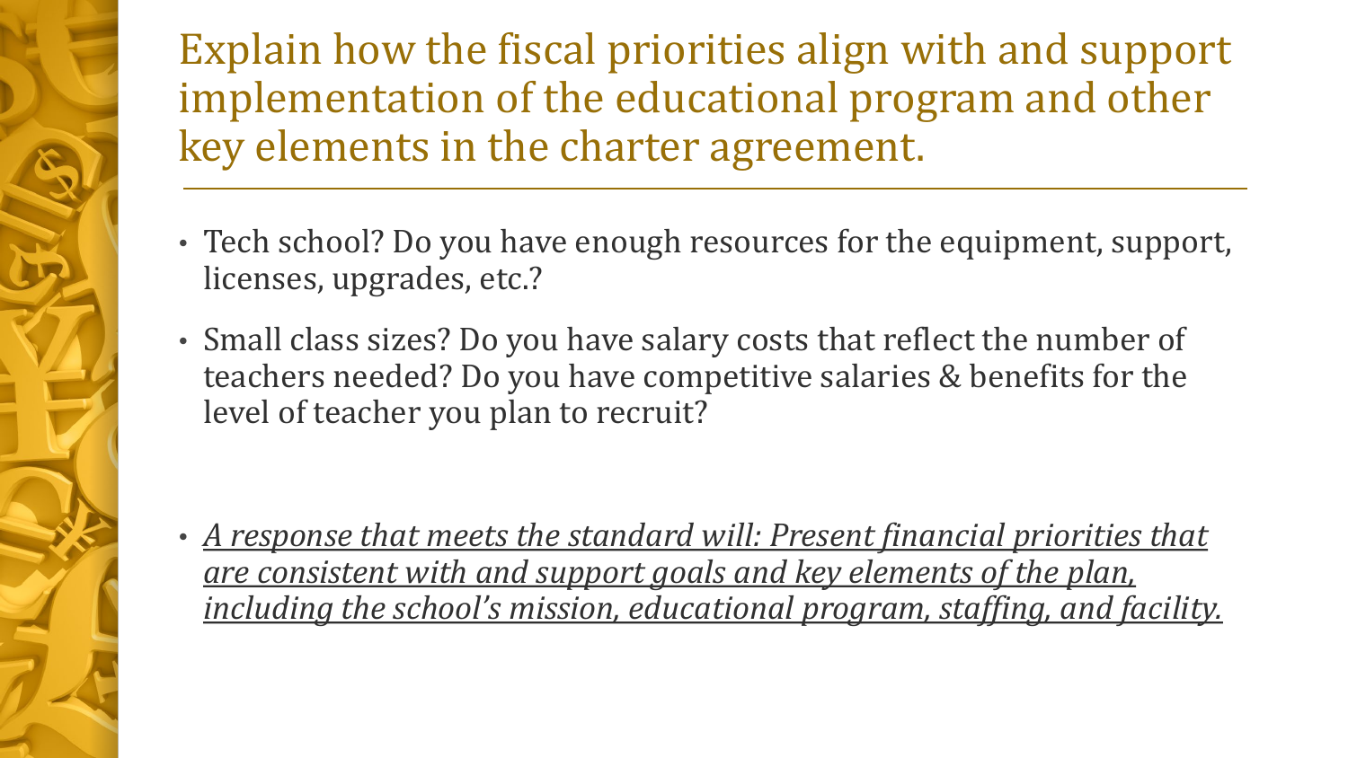# Explain how the fiscal priorities align with and support implementation of the educational program and other key elements in the charter agreement.

- Tech school? Do you have enough resources for the equipment, support, licenses, upgrades, etc.?
- Small class sizes? Do you have salary costs that reflect the number of teachers needed? Do you have competitive salaries & benefits for the level of teacher you plan to recruit?

- *<u>A response that meets the standard will: Present financial priorities that are consistent with and support goals and key elements of the plan, including the school's mission, educational program, staffing, and facility.</u>*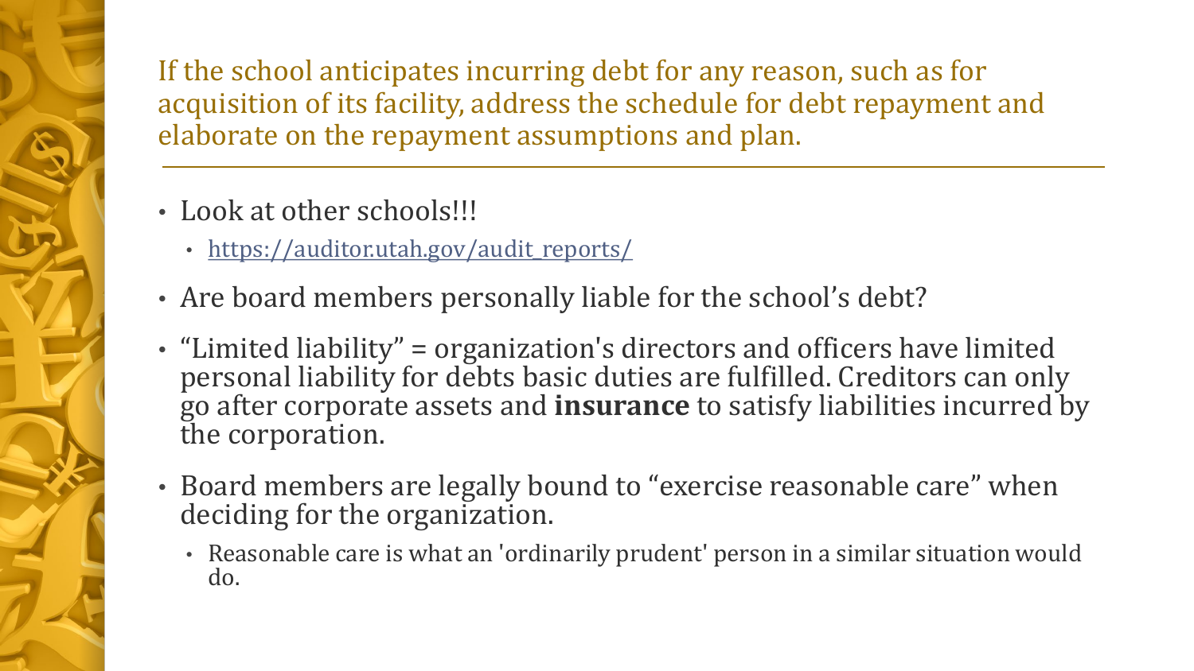## If the school anticipates incurring debt for any reason, such as for acquisition of its facility, address the schedule for debt repayment and elaborate on the repayment assumptions and plan.

- Look at other schools!!!
  - https://auditor.utah.gov/audit_reports/
- Are board members personally liable for the school’s debt?
- “Limited liability” = organization's directors and officers have limited personal liability for debts basic duties are fulfilled. Creditors can only go after corporate assets and **insurance** to satisfy liabilities incurred by the corporation.
- Board members are legally bound to “exercise reasonable care” when deciding for the organization.
  - Reasonable care is what an 'ordinarily prudent' person in a similar situation would do.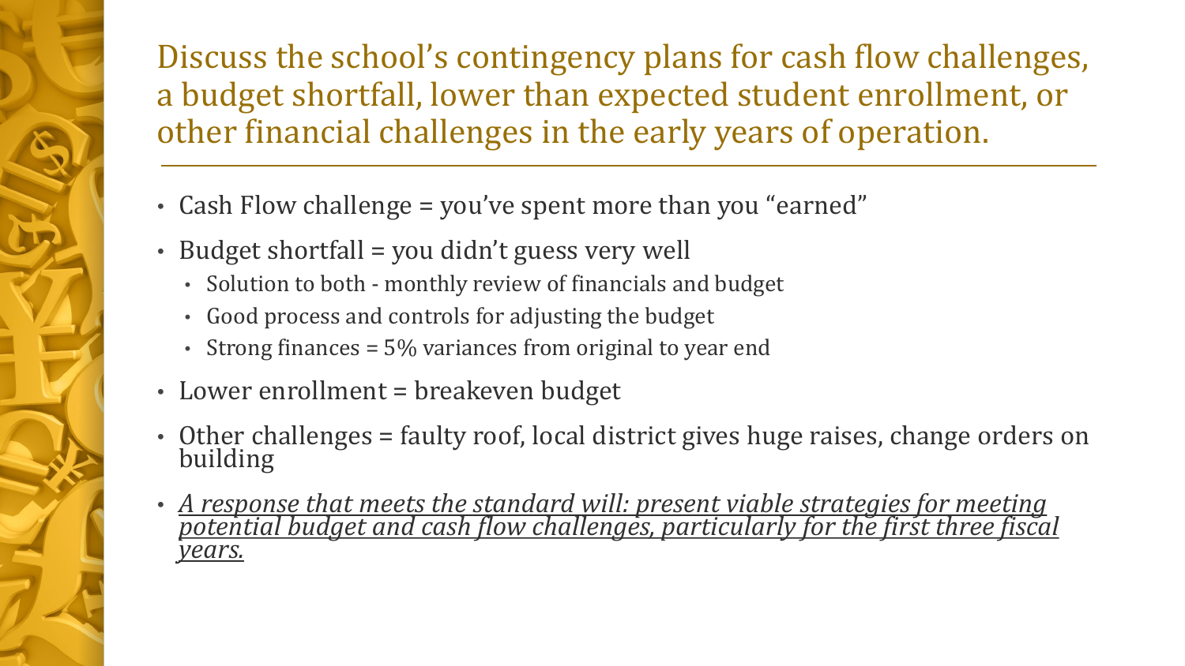# Discuss the school's contingency plans for cash flow challenges, a budget shortfall, lower than expected student enrollment, or other financial challenges in the early years of operation.

- Cash Flow challenge = you've spent more than you "earned"
- Budget shortfall = you didn't guess very well
  - Solution to both - monthly review of financials and budget
  - Good process and controls for adjusting the budget
  - Strong finances = 5% variances from original to year end
- Lower enrollment = breakeven budget
- Other challenges = faulty roof, local district gives huge raises, change orders on building
- *<u>A response that meets the standard will: present viable strategies for meeting potential budget and cash flow challenges, particularly for the first three fiscal years.</u>*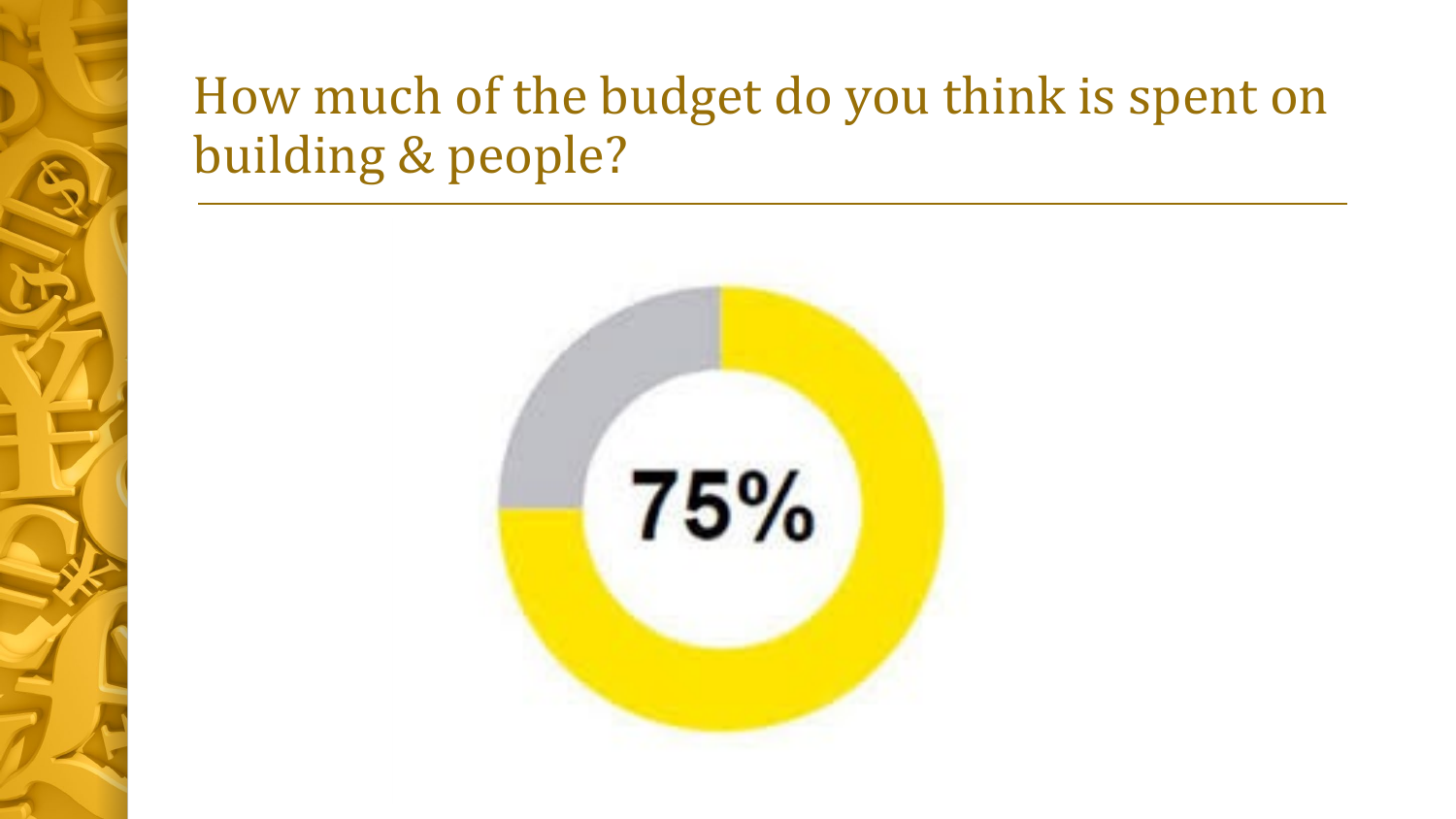# How much of the budget do you think is spent on building & people?

75%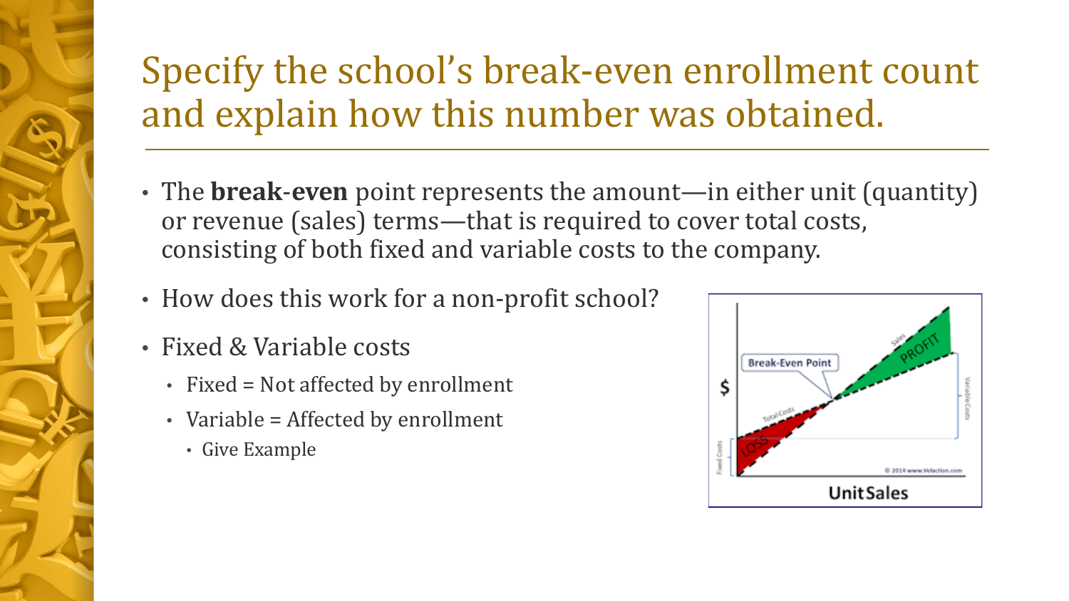# Specify the school's break-even enrollment count and explain how this number was obtained.

- The **break-even** point represents the amount—in either unit (quantity) or revenue (sales) terms—that is required to cover total costs, consisting of both fixed and variable costs to the company.
- How does this work for a non-profit school?
- Fixed & Variable costs
  - Fixed = Not affected by enrollment
  - Variable = Affected by enrollment
    - Give Example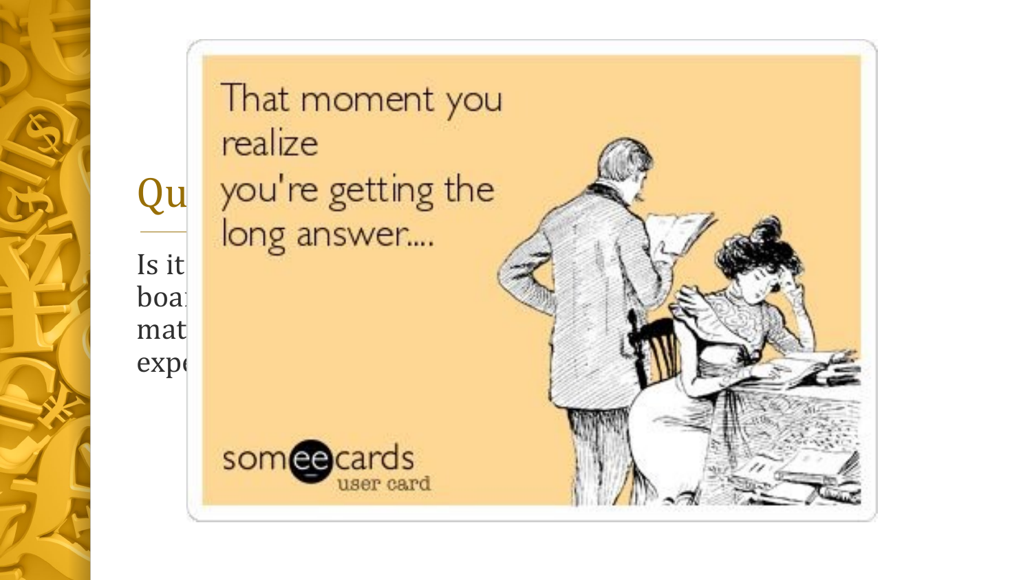That moment you realize you're getting the long answer....

someecards user card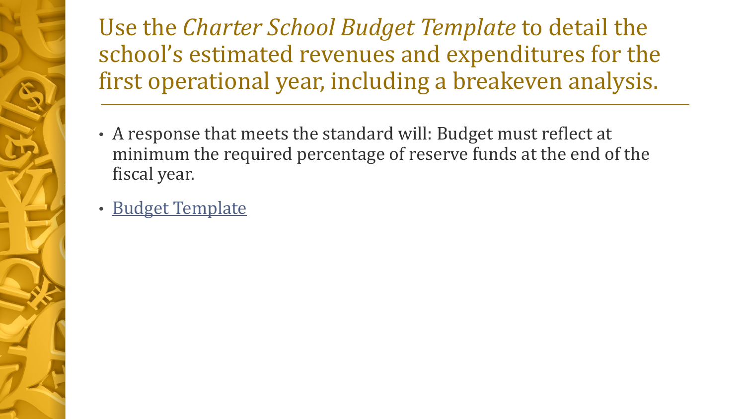# Use the *Charter School Budget Template* to detail the school's estimated revenues and expenditures for the first operational year, including a breakeven analysis.

- A response that meets the standard will: Budget must reflect at minimum the required percentage of reserve funds at the end of the fiscal year.
- Budget Template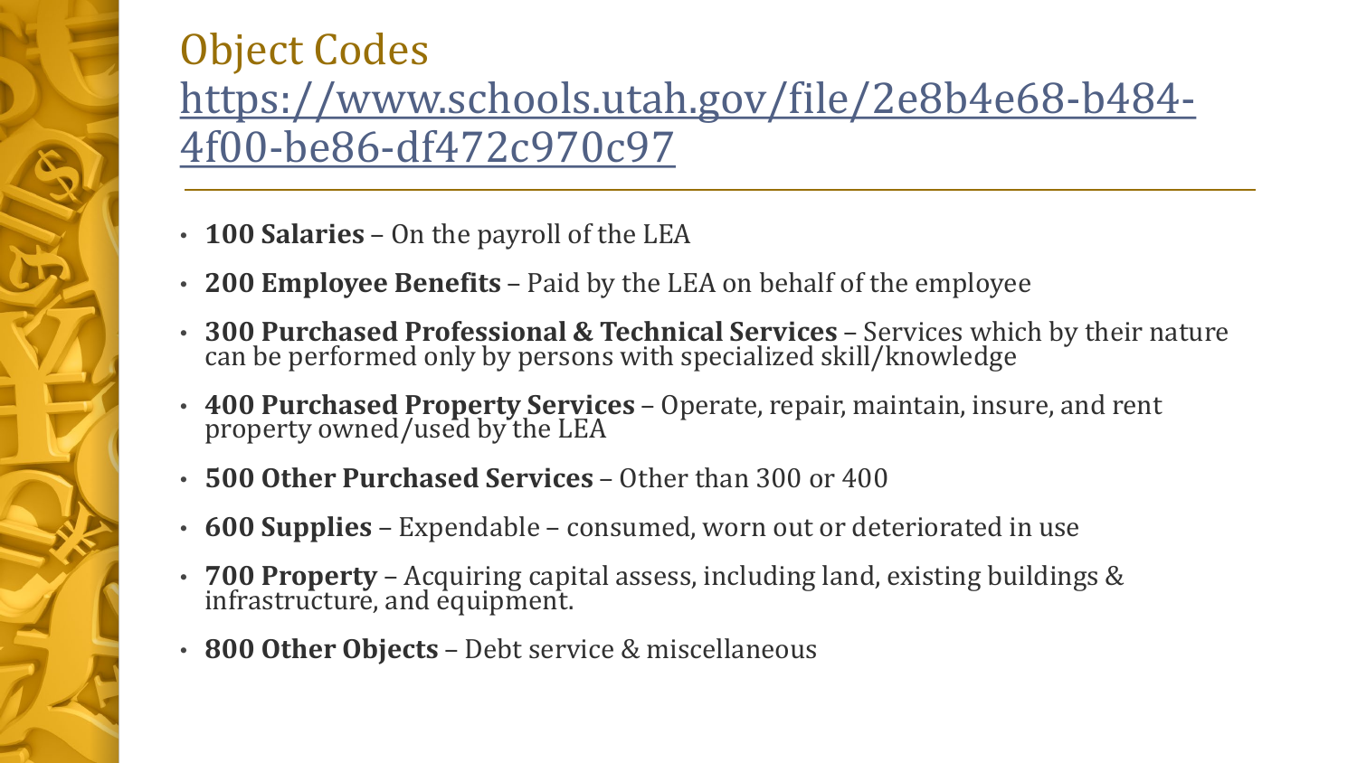# Object Codes [https://www.schools.utah.gov/file/2e8b4e68-b484-4f00-be86-df472c970c97](https://www.schools.utah.gov/file/2e8b4e68-b484-4f00-be86-df472c970c97)

- **100 Salaries** – On the payroll of the LEA
- **200 Employee Benefits** – Paid by the LEA on behalf of the employee
- **300 Purchased Professional & Technical Services** – Services which by their nature can be performed only by persons with specialized skill/knowledge
- **400 Purchased Property Services** – Operate, repair, maintain, insure, and rent property owned/used by the LEA
- **500 Other Purchased Services** – Other than 300 or 400
- **600 Supplies** – Expendable – consumed, worn out or deteriorated in use
- **700 Property** – Acquiring capital assess, including land, existing buildings & infrastructure, and equipment.
- **800 Other Objects** – Debt service & miscellaneous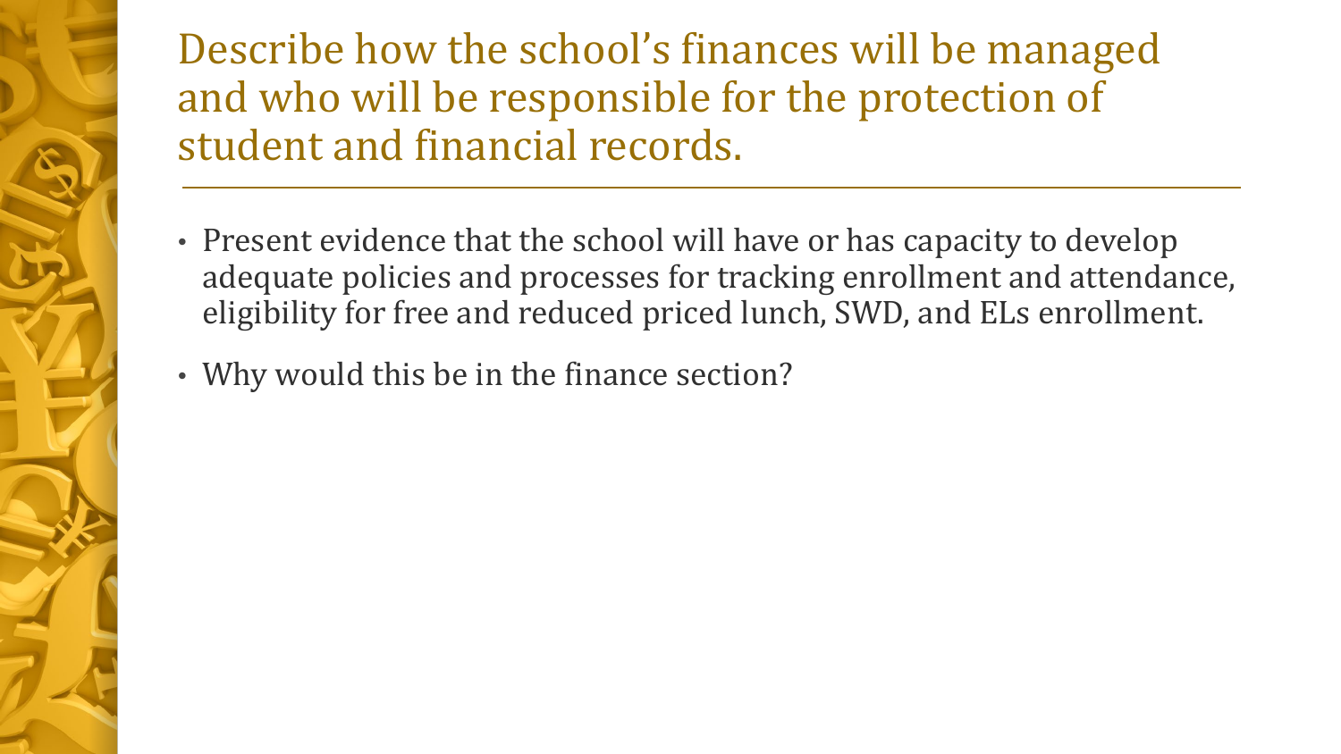# Describe how the school's finances will be managed and who will be responsible for the protection of student and financial records.

- Present evidence that the school will have or has capacity to develop adequate policies and processes for tracking enrollment and attendance, eligibility for free and reduced priced lunch, SWD, and ELs enrollment.
- Why would this be in the finance section?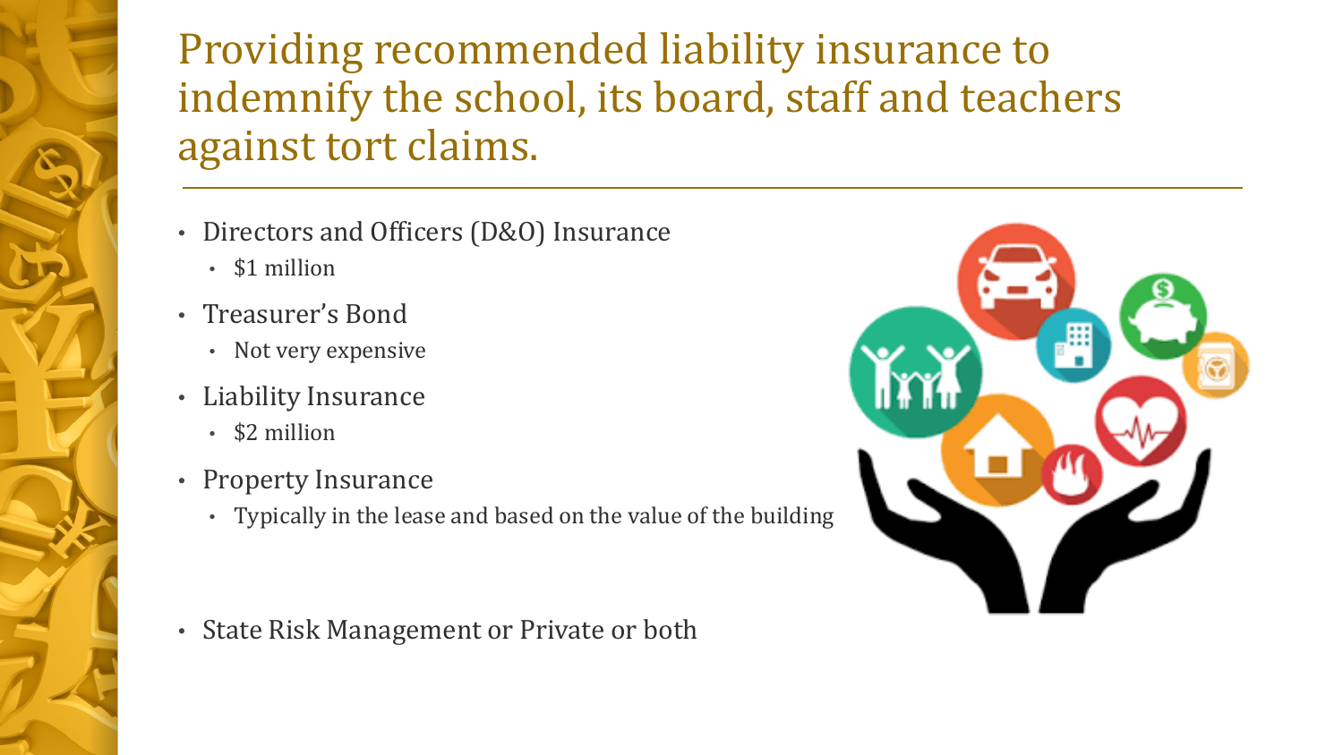# Providing recommended liability insurance to indemnify the school, its board, staff and teachers against tort claims.

- Directors and Officers (D&O) Insurance
  - $1 million
- Treasurer's Bond
  - Not very expensive
- Liability Insurance
  - $2 million
- Property Insurance
  - Typically in the lease and based on the value of the building

- State Risk Management or Private or both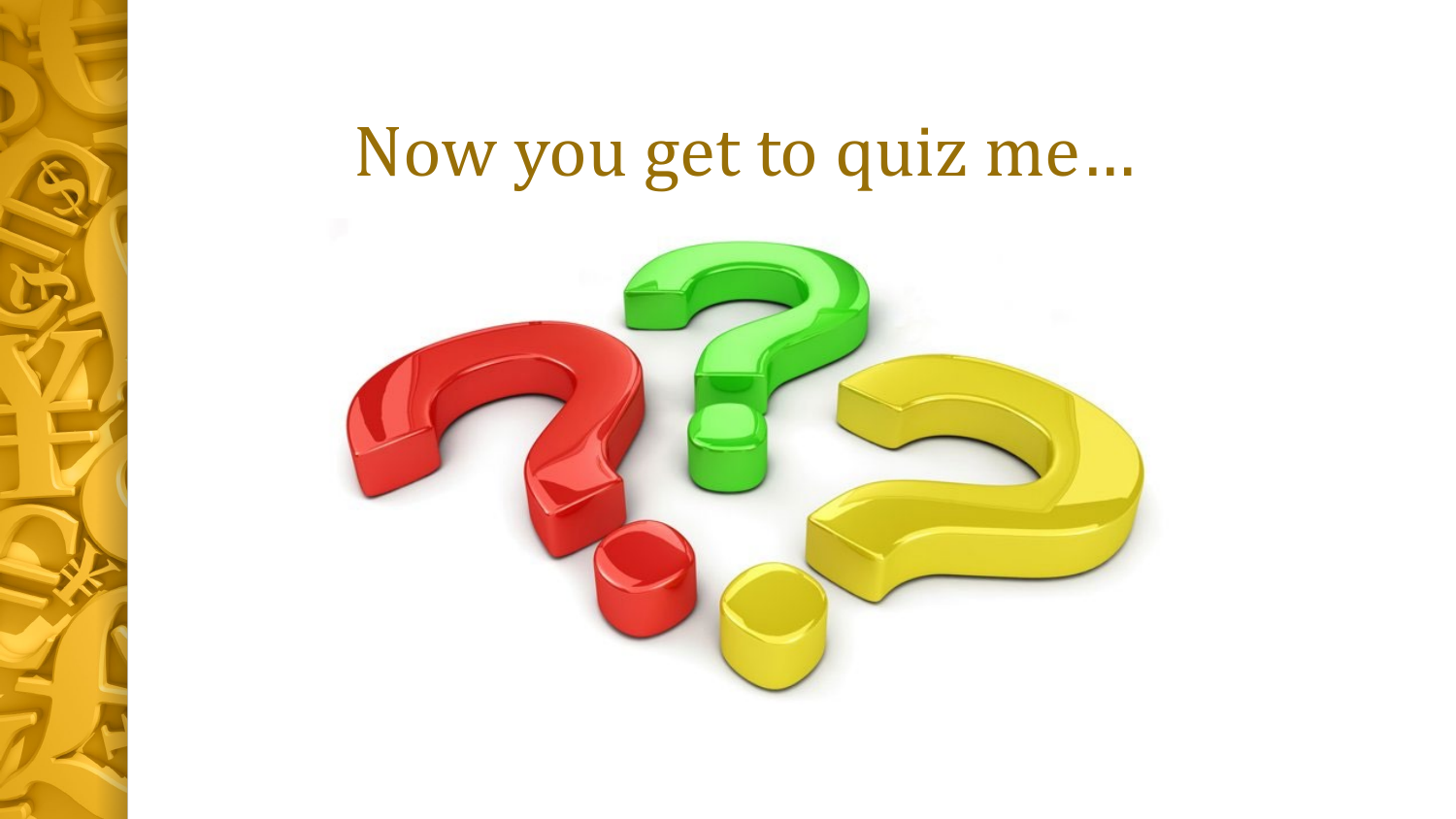# Now you get to quiz me…